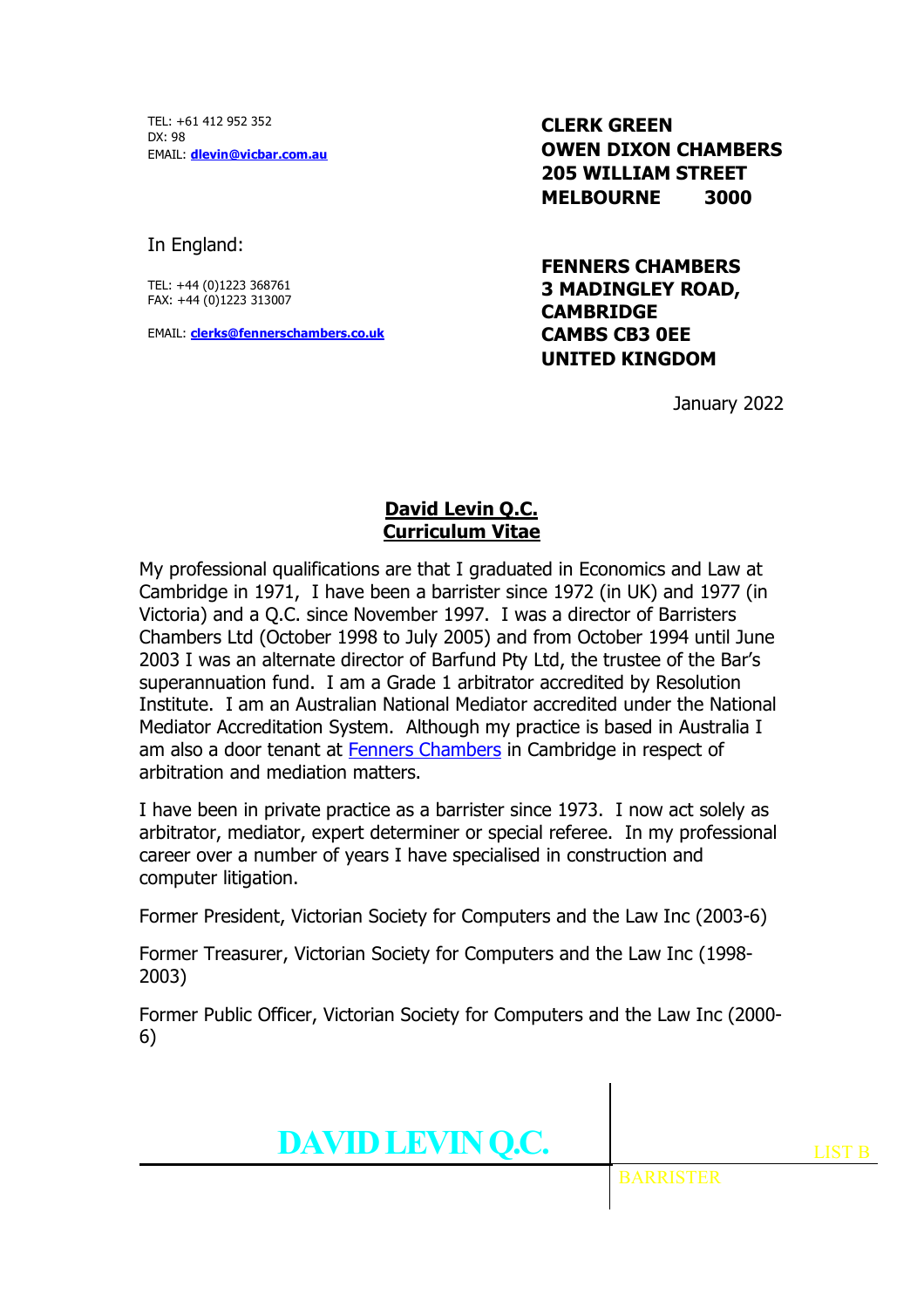TEL: +61 412 952 352
DX: 98
EMAIL: **dlevin@vicbar.com.au**

**CLERK GREEN**
**OWEN DIXON CHAMBERS**
**205 WILLIAM STREET**
**MELBOURNE 3000**

In England:

TEL: +44 (0)1223 368761
FAX: +44 (0)1223 313007

EMAIL: **clerks@fennerschambers.co.uk**

**FENNERS CHAMBERS**
**3 MADINGLEY ROAD,**
**CAMBRIDGE**
**CAMBS CB3 0EE**
**UNITED KINGDOM**

January 2022

# David Levin Q.C.
## Curriculum Vitae

My professional qualifications are that I graduated in Economics and Law at Cambridge in 1971, I have been a barrister since 1972 (in UK) and 1977 (in Victoria) and a Q.C. since November 1997. I was a director of Barristers Chambers Ltd (October 1998 to July 2005) and from October 1994 until June 2003 I was an alternate director of Barfund Pty Ltd, the trustee of the Bar's superannuation fund. I am a Grade 1 arbitrator accredited by Resolution Institute. I am an Australian National Mediator accredited under the National Mediator Accreditation System. Although my practice is based in Australia I am also a door tenant at Fenners Chambers in Cambridge in respect of arbitration and mediation matters.

I have been in private practice as a barrister since 1973. I now act solely as arbitrator, mediator, expert determiner or special referee. In my professional career over a number of years I have specialised in construction and computer litigation.

Former President, Victorian Society for Computers and the Law Inc (2003-6)

Former Treasurer, Victorian Society for Computers and the Law Inc (1998-2003)

Former Public Officer, Victorian Society for Computers and the Law Inc (2000-6)

**DAVID LEVIN Q.C.**

LIST B

BARRISTER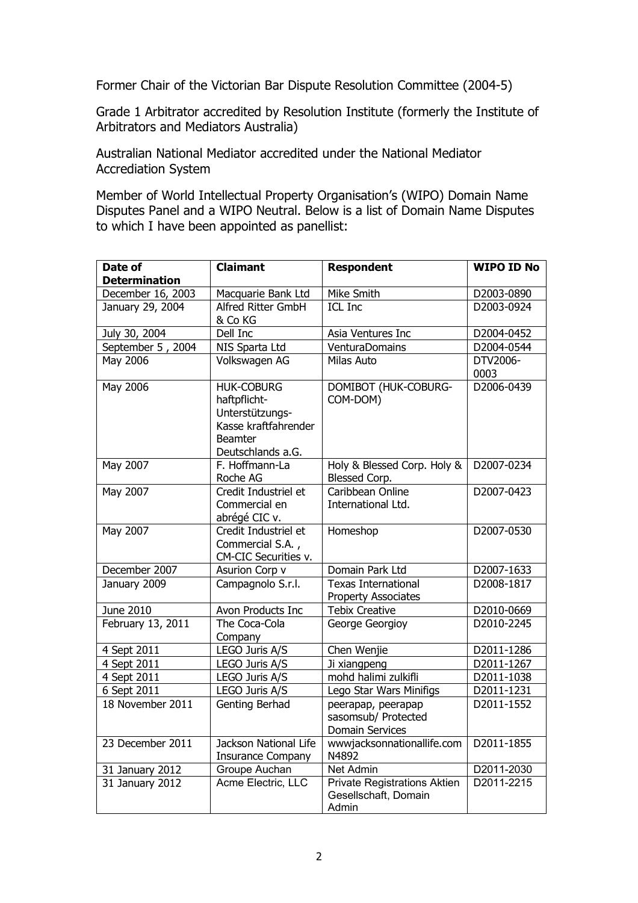Former Chair of the Victorian Bar Dispute Resolution Committee (2004-5)

Grade 1 Arbitrator accredited by Resolution Institute (formerly the Institute of Arbitrators and Mediators Australia)

Australian National Mediator accredited under the National Mediator Accrediation System

Member of World Intellectual Property Organisation's (WIPO) Domain Name Disputes Panel and a WIPO Neutral. Below is a list of Domain Name Disputes to which I have been appointed as panellist:

| Date of Determination | Claimant | Respondent | WIPO ID No |
|---|---|---|---|
| December 16, 2003 | Macquarie Bank Ltd | Mike Smith | D2003-0890 |
| January 29, 2004 | Alfred Ritter GmbH & Co KG | ICL Inc | D2003-0924 |
| July 30, 2004 | Dell Inc | Asia Ventures Inc | D2004-0452 |
| September 5 , 2004 | NIS Sparta Ltd | VenturaDomains | D2004-0544 |
| May 2006 | Volkswagen AG | Milas Auto | DTV2006-0003 |
| May 2006 | HUK-COBURG haftpflicht-Unterstützungs-Kasse kraftfahrender Beamter Deutschlands a.G. | DOMIBOT (HUK-COBURG-COM-DOM) | D2006-0439 |
| May 2007 | F. Hoffmann-La Roche AG | Holy & Blessed Corp. Holy & Blessed Corp. | D2007-0234 |
| May 2007 | Credit Industriel et Commercial en abrégé CIC v. | Caribbean Online International Ltd. | D2007-0423 |
| May 2007 | Credit Industriel et Commercial S.A. , CM-CIC Securities v. | Homeshop | D2007-0530 |
| December 2007 | Asurion Corp v | Domain Park Ltd | D2007-1633 |
| January 2009 | Campagnolo S.r.l. | Texas International Property Associates | D2008-1817 |
| June 2010 | Avon Products Inc | Tebix Creative | D2010-0669 |
| February 13, 2011 | The Coca-Cola Company | George Georgioy | D2010-2245 |
| 4 Sept 2011 | LEGO Juris A/S | Chen Wenjie | D2011-1286 |
| 4 Sept 2011 | LEGO Juris A/S | Ji xiangpeng | D2011-1267 |
| 4 Sept 2011 | LEGO Juris A/S | mohd halimi zulkifli | D2011-1038 |
| 6 Sept 2011 | LEGO Juris A/S | Lego Star Wars Minifigs | D2011-1231 |
| 18 November 2011 | Genting Berhad | peerapap, peerapap sasomsub/ Protected Domain Services | D2011-1552 |
| 23 December 2011 | Jackson National Life Insurance Company | wwwjacksonnationallife.com N4892 | D2011-1855 |
| 31 January 2012 | Groupe Auchan | Net Admin | D2011-2030 |
| 31 January 2012 | Acme Electric, LLC | Private Registrations Aktien Gesellschaft, Domain Admin | D2011-2215 |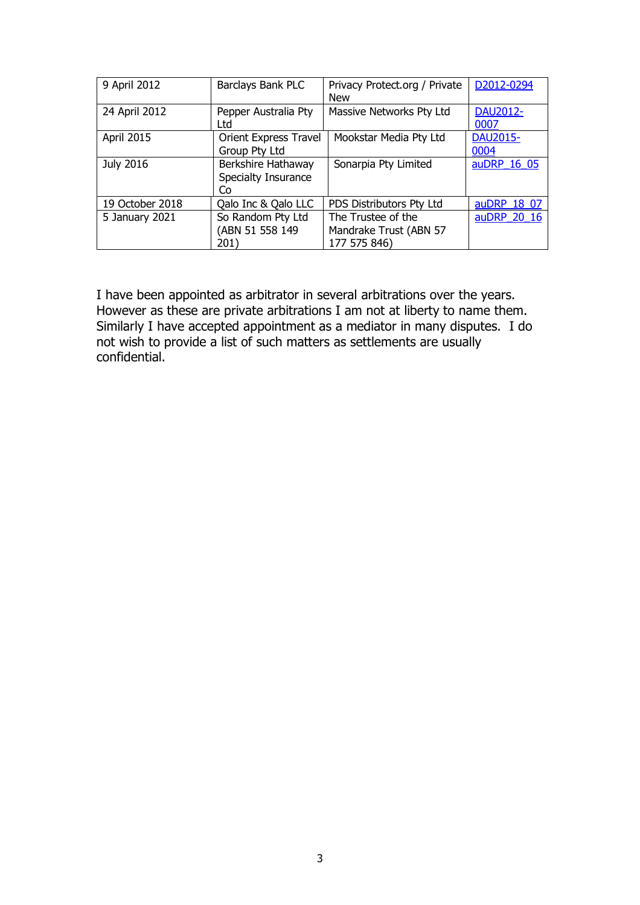| | | | |
|---|---|---|---|
| 9 April 2012 | Barclays Bank PLC | Privacy Protect.org / Private New | D2012-0294 |
| 24 April 2012 | Pepper Australia Pty Ltd | Massive Networks Pty Ltd | DAU2012-0007 |
| April 2015 | Orient Express Travel Group Pty Ltd | Mookstar Media Pty Ltd | DAU2015-0004 |
| July 2016 | Berkshire Hathaway Specialty Insurance Co | Sonarpia Pty Limited | auDRP_16_05 |
| 19 October 2018 | Qalo Inc & Qalo LLC | PDS Distributors Pty Ltd | auDRP_18_07 |
| 5 January 2021 | So Random Pty Ltd (ABN 51 558 149 201) | The Trustee of the Mandrake Trust (ABN 57 177 575 846) | auDRP_20_16 |

I have been appointed as arbitrator in several arbitrations over the years. However as these are private arbitrations I am not at liberty to name them. Similarly I have accepted appointment as a mediator in many disputes. I do not wish to provide a list of such matters as settlements are usually confidential.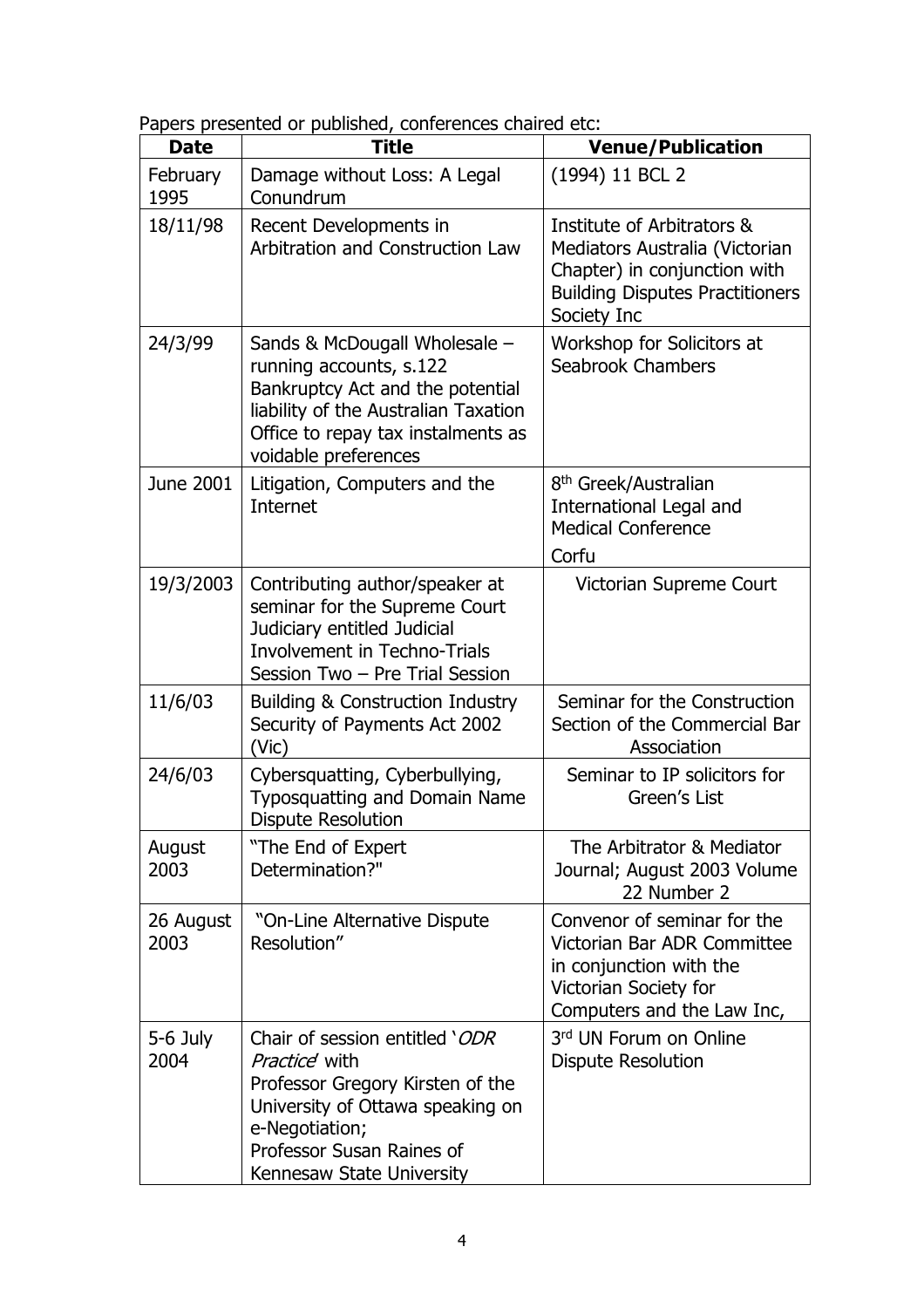Papers presented or published, conferences chaired etc:

| Date | Title | Venue/Publication |
| --- | --- | --- |
| February 1995 | Damage without Loss: A Legal Conundrum | (1994) 11 BCL 2 |
| 18/11/98 | Recent Developments in Arbitration and Construction Law | Institute of Arbitrators & Mediators Australia (Victorian Chapter) in conjunction with Building Disputes Practitioners Society Inc |
| 24/3/99 | Sands & McDougall Wholesale – running accounts, s.122 Bankruptcy Act and the potential liability of the Australian Taxation Office to repay tax instalments as voidable preferences | Workshop for Solicitors at Seabrook Chambers |
| June 2001 | Litigation, Computers and the Internet | 8th Greek/Australian International Legal and Medical Conference<br>Corfu |
| 19/3/2003 | Contributing author/speaker at seminar for the Supreme Court Judiciary entitled Judicial Involvement in Techno-Trials Session Two – Pre Trial Session | Victorian Supreme Court |
| 11/6/03 | Building & Construction Industry Security of Payments Act 2002 (Vic) | Seminar for the Construction Section of the Commercial Bar Association |
| 24/6/03 | Cybersquatting, Cyberbullying, Typosquatting and Domain Name Dispute Resolution | Seminar to IP solicitors for Green's List |
| August 2003 | "The End of Expert Determination?" | The Arbitrator & Mediator Journal; August 2003 Volume 22 Number 2 |
| 26 August 2003 | "On-Line Alternative Dispute Resolution" | Convenor of seminar for the Victorian Bar ADR Committee in conjunction with the Victorian Society for Computers and the Law Inc, |
| 5-6 July 2004 | Chair of session entitled '*ODR Practice*' with<br>Professor Gregory Kirsten of the University of Ottawa speaking on e-Negotiation;<br>Professor Susan Raines of Kennesaw State University | 3rd UN Forum on Online Dispute Resolution |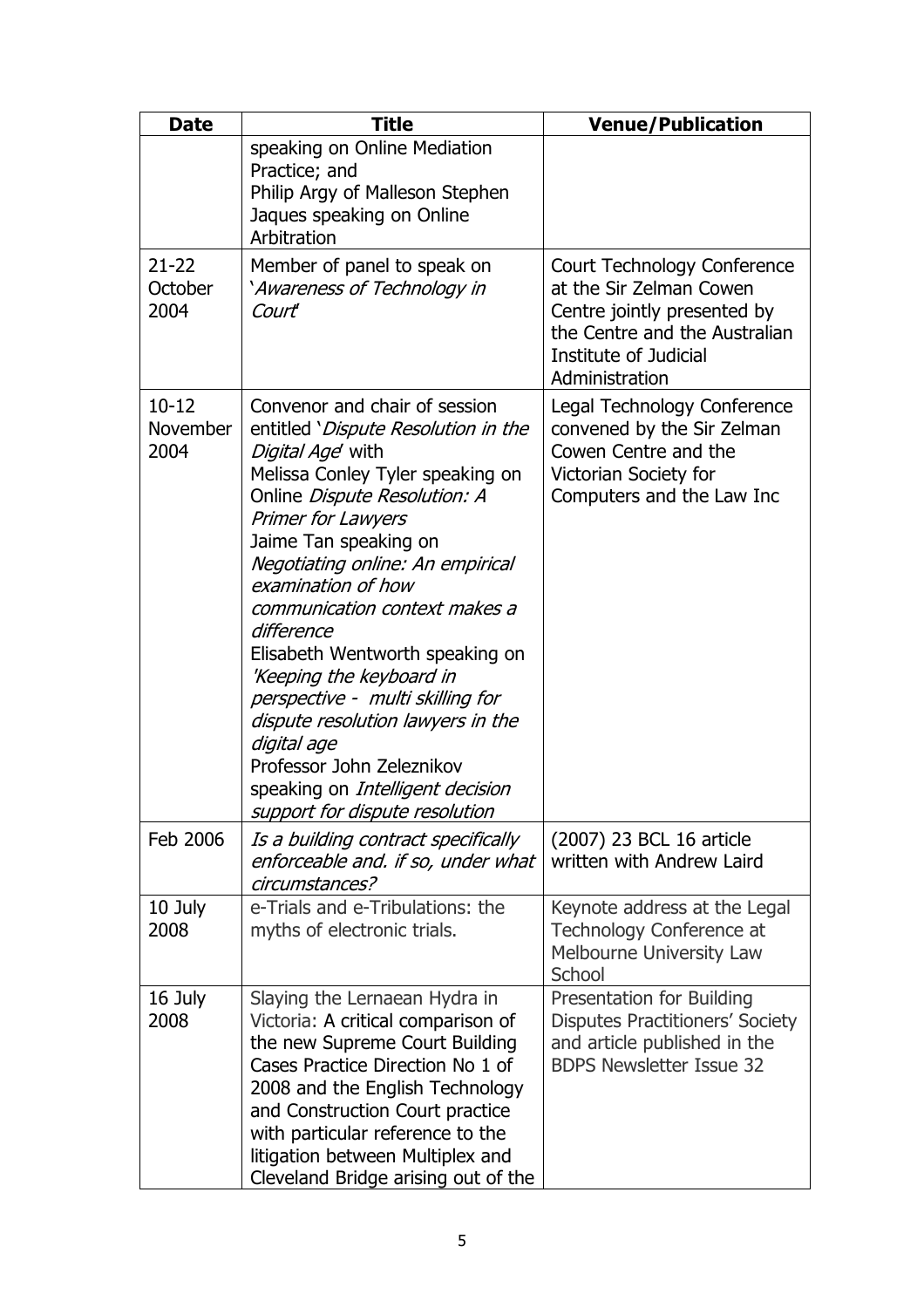| Date | Title | Venue/Publication |
|---|---|---|
| | speaking on Online Mediation Practice; and<br>Philip Argy of Malleson Stephen Jaques speaking on Online Arbitration | |
| 21-22 October 2004 | Member of panel to speak on '*Awareness of Technology in Court*' | Court Technology Conference at the Sir Zelman Cowen Centre jointly presented by the Centre and the Australian Institute of Judicial Administration |
| 10-12 November 2004 | Convenor and chair of session entitled '*Dispute Resolution in the Digital Age*' with<br>Melissa Conley Tyler speaking on Online *Dispute Resolution: A Primer for Lawyers*<br>Jaime Tan speaking on *Negotiating online: An empirical examination of how communication context makes a difference*<br>Elisabeth Wentworth speaking on *'Keeping the keyboard in perspective - multi skilling for dispute resolution lawyers in the digital age*<br>Professor John Zeleznikov speaking on *Intelligent decision support for dispute resolution* | Legal Technology Conference convened by the Sir Zelman Cowen Centre and the Victorian Society for Computers and the Law Inc |
| Feb 2006 | *Is a building contract specifically enforceable and. if so, under what circumstances?* | (2007) 23 BCL 16 article written with Andrew Laird |
| 10 July 2008 | e-Trials and e-Tribulations: the myths of electronic trials. | Keynote address at the Legal Technology Conference at Melbourne University Law School |
| 16 July 2008 | Slaying the Lernaean Hydra in Victoria: A critical comparison of the new Supreme Court Building Cases Practice Direction No 1 of 2008 and the English Technology and Construction Court practice with particular reference to the litigation between Multiplex and Cleveland Bridge arising out of the | Presentation for Building Disputes Practitioners' Society and article published in the BDPS Newsletter Issue 32 |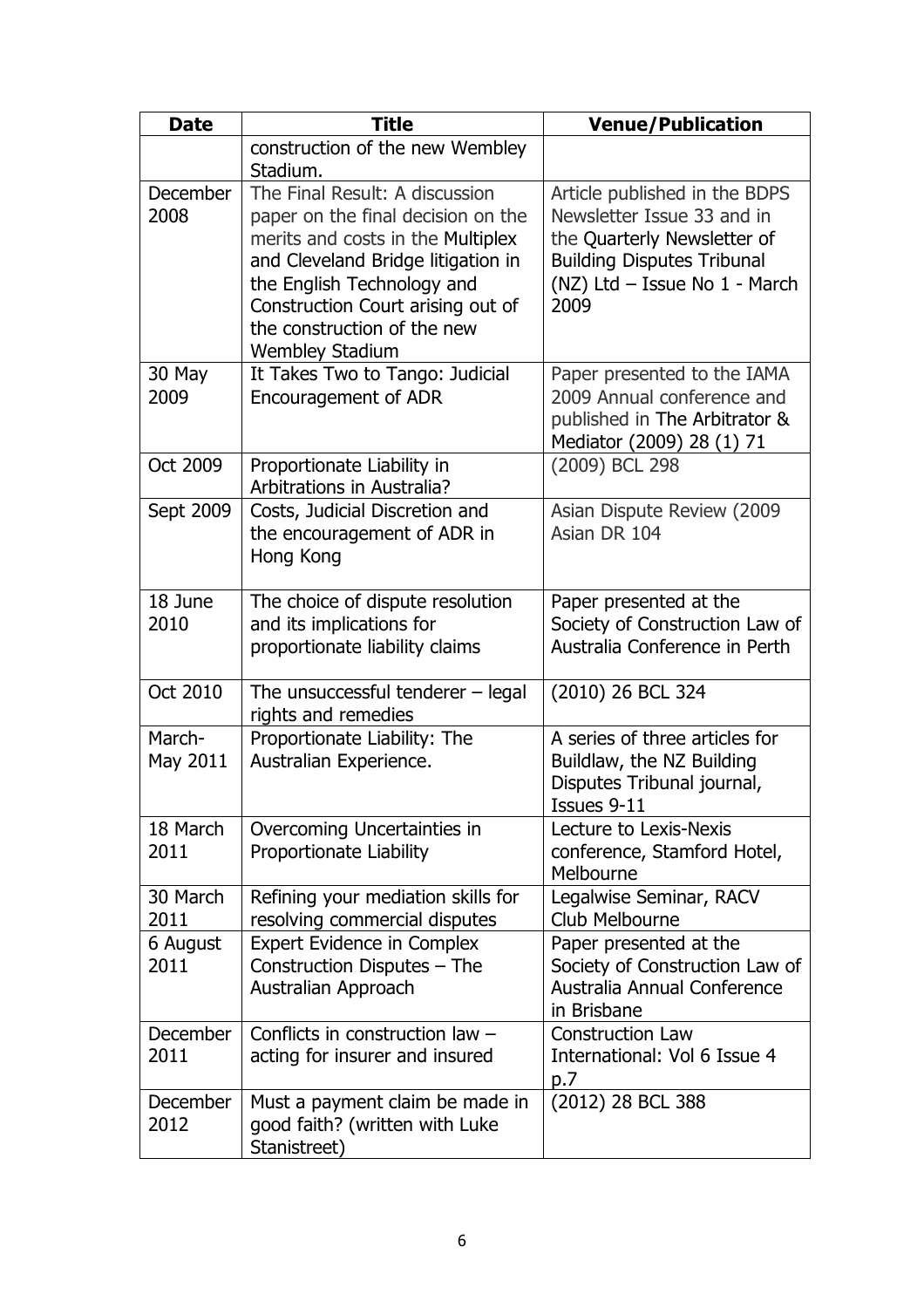| Date | Title | Venue/Publication |
|---|---|---|
| | construction of the new Wembley Stadium. | |
| December 2008 | The Final Result: A discussion paper on the final decision on the merits and costs in the Multiplex and Cleveland Bridge litigation in the English Technology and Construction Court arising out of the construction of the new Wembley Stadium | Article published in the BDPS Newsletter Issue 33 and in the Quarterly Newsletter of Building Disputes Tribunal (NZ) Ltd – Issue No 1 - March 2009 |
| 30 May 2009 | It Takes Two to Tango: Judicial Encouragement of ADR | Paper presented to the IAMA 2009 Annual conference and published in The Arbitrator & Mediator (2009) 28 (1) 71 |
| Oct 2009 | Proportionate Liability in Arbitrations in Australia? | (2009) BCL 298 |
| Sept 2009 | Costs, Judicial Discretion and the encouragement of ADR in Hong Kong | Asian Dispute Review (2009 Asian DR 104 |
| 18 June 2010 | The choice of dispute resolution and its implications for proportionate liability claims | Paper presented at the Society of Construction Law of Australia Conference in Perth |
| Oct 2010 | The unsuccessful tenderer – legal rights and remedies | (2010) 26 BCL 324 |
| March-May 2011 | Proportionate Liability: The Australian Experience. | A series of three articles for Buildlaw, the NZ Building Disputes Tribunal journal, Issues 9-11 |
| 18 March 2011 | Overcoming Uncertainties in Proportionate Liability | Lecture to Lexis-Nexis conference, Stamford Hotel, Melbourne |
| 30 March 2011 | Refining your mediation skills for resolving commercial disputes | Legalwise Seminar, RACV Club Melbourne |
| 6 August 2011 | Expert Evidence in Complex Construction Disputes – The Australian Approach | Paper presented at the Society of Construction Law of Australia Annual Conference in Brisbane |
| December 2011 | Conflicts in construction law – acting for insurer and insured | Construction Law International: Vol 6 Issue 4 p.7 |
| December 2012 | Must a payment claim be made in good faith? (written with Luke Stanistreet) | (2012) 28 BCL 388 |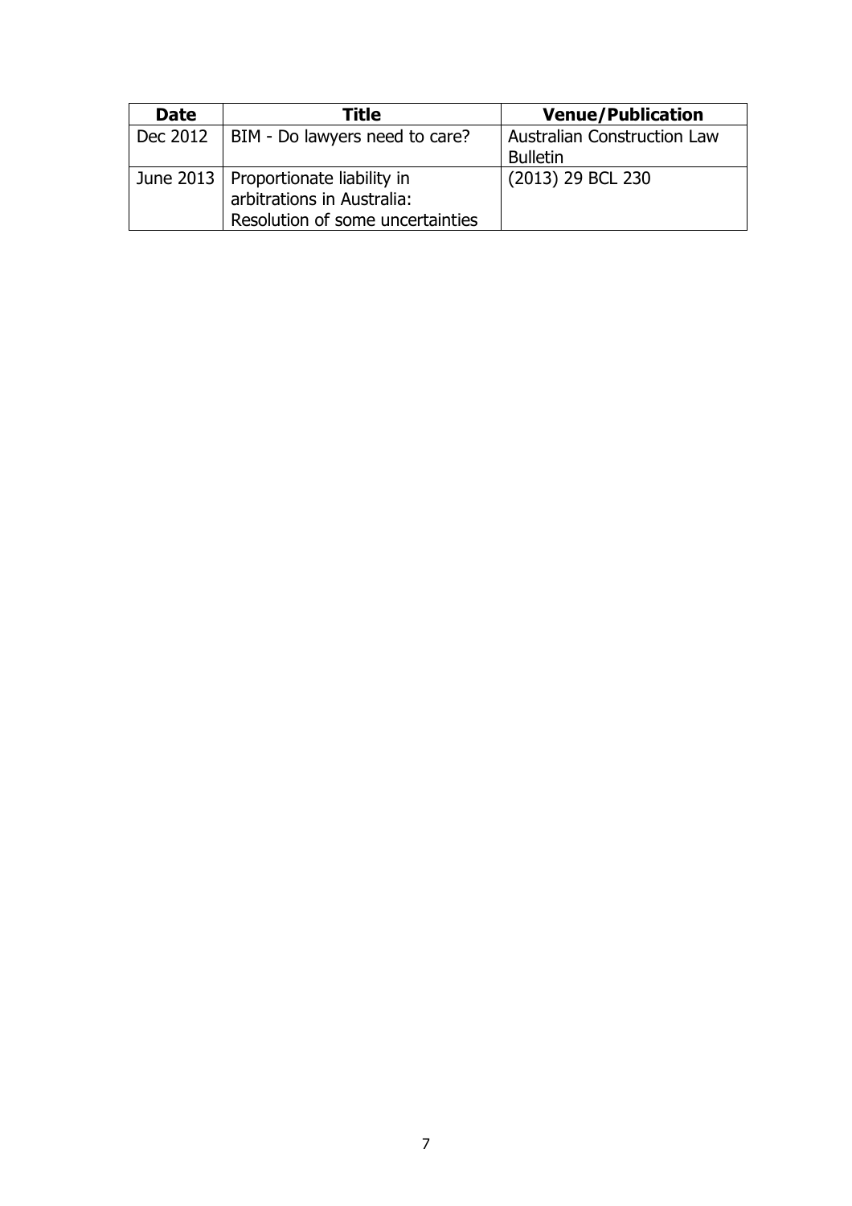| Date | Title | Venue/Publication |
| --- | --- | --- |
| Dec 2012 | BIM - Do lawyers need to care? | Australian Construction Law Bulletin |
| June 2013 | Proportionate liability in arbitrations in Australia: Resolution of some uncertainties | (2013) 29 BCL 230 |